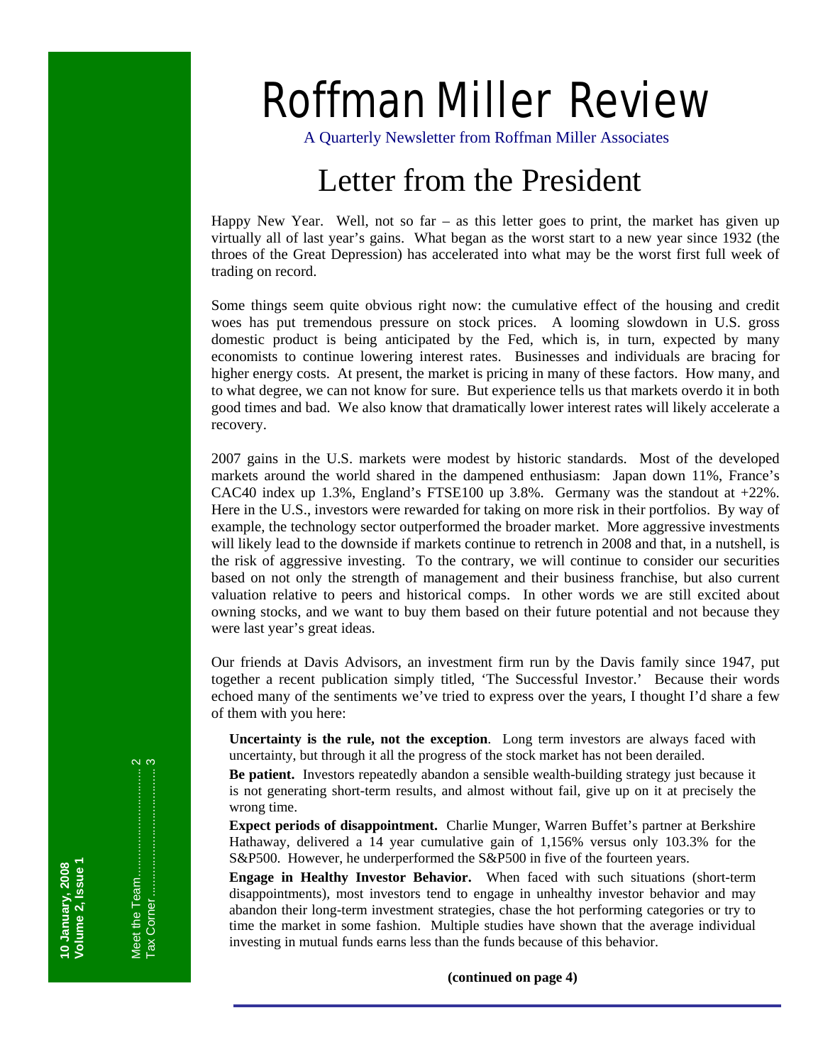# Roffman Miller Review

A Quarterly Newsletter from Roffman Miller Associates

**10 January, 2008**
**Volume 2, Issue 1**

Meet the Team.................................... 2
Tax Corner.......................................... 3

## Letter from the President

Happy New Year. Well, not so far – as this letter goes to print, the market has given up virtually all of last year's gains. What began as the worst start to a new year since 1932 (the throes of the Great Depression) has accelerated into what may be the worst first full week of trading on record.

Some things seem quite obvious right now: the cumulative effect of the housing and credit woes has put tremendous pressure on stock prices. A looming slowdown in U.S. gross domestic product is being anticipated by the Fed, which is, in turn, expected by many economists to continue lowering interest rates. Businesses and individuals are bracing for higher energy costs. At present, the market is pricing in many of these factors. How many, and to what degree, we can not know for sure. But experience tells us that markets overdo it in both good times and bad. We also know that dramatically lower interest rates will likely accelerate a recovery.

2007 gains in the U.S. markets were modest by historic standards. Most of the developed markets around the world shared in the dampened enthusiasm: Japan down 11%, France's CAC40 index up 1.3%, England's FTSE100 up 3.8%. Germany was the standout at +22%. Here in the U.S., investors were rewarded for taking on more risk in their portfolios. By way of example, the technology sector outperformed the broader market. More aggressive investments will likely lead to the downside if markets continue to retrench in 2008 and that, in a nutshell, is the risk of aggressive investing. To the contrary, we will continue to consider our securities based on not only the strength of management and their business franchise, but also current valuation relative to peers and historical comps. In other words we are still excited about owning stocks, and we want to buy them based on their future potential and not because they were last year's great ideas.

Our friends at Davis Advisors, an investment firm run by the Davis family since 1947, put together a recent publication simply titled, 'The Successful Investor.' Because their words echoed many of the sentiments we've tried to express over the years, I thought I'd share a few of them with you here:

**Uncertainty is the rule, not the exception**. Long term investors are always faced with uncertainty, but through it all the progress of the stock market has not been derailed.

**Be patient.** Investors repeatedly abandon a sensible wealth-building strategy just because it is not generating short-term results, and almost without fail, give up on it at precisely the wrong time.

**Expect periods of disappointment.** Charlie Munger, Warren Buffet's partner at Berkshire Hathaway, delivered a 14 year cumulative gain of 1,156% versus only 103.3% for the S&P500. However, he underperformed the S&P500 in five of the fourteen years.

**Engage in Healthy Investor Behavior.** When faced with such situations (short-term disappointments), most investors tend to engage in unhealthy investor behavior and may abandon their long-term investment strategies, chase the hot performing categories or try to time the market in some fashion. Multiple studies have shown that the average individual investing in mutual funds earns less than the funds because of this behavior.

**(continued on page 4)**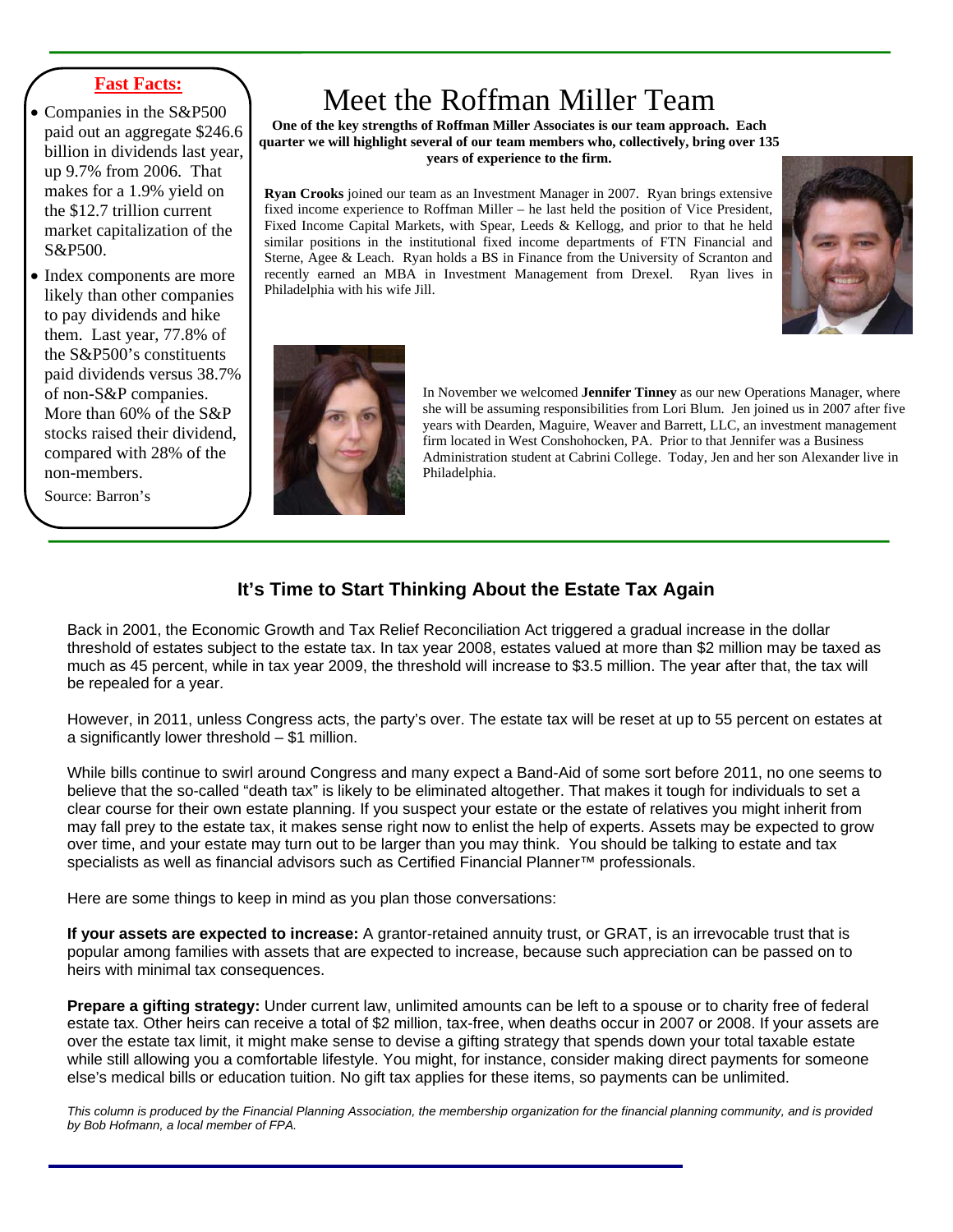**Fast Facts:**

- Companies in the S&P500 paid out an aggregate $246.6 billion in dividends last year, up 9.7% from 2006. That makes for a 1.9% yield on the $12.7 trillion current market capitalization of the S&P500.
- Index components are more likely than other companies to pay dividends and hike them. Last year, 77.8% of the S&P500's constituents paid dividends versus 38.7% of non-S&P companies. More than 60% of the S&P stocks raised their dividend, compared with 28% of the non-members.

Source: Barron's

# Meet the Roffman Miller Team

**One of the key strengths of Roffman Miller Associates is our team approach. Each quarter we will highlight several of our team members who, collectively, bring over 135 years of experience to the firm.**

**Ryan Crooks** joined our team as an Investment Manager in 2007. Ryan brings extensive fixed income experience to Roffman Miller – he last held the position of Vice President, Fixed Income Capital Markets, with Spear, Leeds & Kellogg, and prior to that he held similar positions in the institutional fixed income departments of FTN Financial and Sterne, Agee & Leach. Ryan holds a BS in Finance from the University of Scranton and recently earned an MBA in Investment Management from Drexel. Ryan lives in Philadelphia with his wife Jill.

In November we welcomed **Jennifer Tinney** as our new Operations Manager, where she will be assuming responsibilities from Lori Blum. Jen joined us in 2007 after five years with Dearden, Maguire, Weaver and Barrett, LLC, an investment management firm located in West Conshohocken, PA. Prior to that Jennifer was a Business Administration student at Cabrini College. Today, Jen and her son Alexander live in Philadelphia.

## It's Time to Start Thinking About the Estate Tax Again

Back in 2001, the Economic Growth and Tax Relief Reconciliation Act triggered a gradual increase in the dollar threshold of estates subject to the estate tax. In tax year 2008, estates valued at more than $2 million may be taxed as much as 45 percent, while in tax year 2009, the threshold will increase to $3.5 million. The year after that, the tax will be repealed for a year.

However, in 2011, unless Congress acts, the party's over. The estate tax will be reset at up to 55 percent on estates at a significantly lower threshold – $1 million.

While bills continue to swirl around Congress and many expect a Band-Aid of some sort before 2011, no one seems to believe that the so-called "death tax" is likely to be eliminated altogether. That makes it tough for individuals to set a clear course for their own estate planning. If you suspect your estate or the estate of relatives you might inherit from may fall prey to the estate tax, it makes sense right now to enlist the help of experts. Assets may be expected to grow over time, and your estate may turn out to be larger than you may think. You should be talking to estate and tax specialists as well as financial advisors such as Certified Financial Planner™ professionals.

Here are some things to keep in mind as you plan those conversations:

**If your assets are expected to increase:** A grantor-retained annuity trust, or GRAT, is an irrevocable trust that is popular among families with assets that are expected to increase, because such appreciation can be passed on to heirs with minimal tax consequences.

**Prepare a gifting strategy:** Under current law, unlimited amounts can be left to a spouse or to charity free of federal estate tax. Other heirs can receive a total of $2 million, tax-free, when deaths occur in 2007 or 2008. If your assets are over the estate tax limit, it might make sense to devise a gifting strategy that spends down your total taxable estate while still allowing you a comfortable lifestyle. You might, for instance, consider making direct payments for someone else's medical bills or education tuition. No gift tax applies for these items, so payments can be unlimited.

*This column is produced by the Financial Planning Association, the membership organization for the financial planning community, and is provided by Bob Hofmann, a local member of FPA.*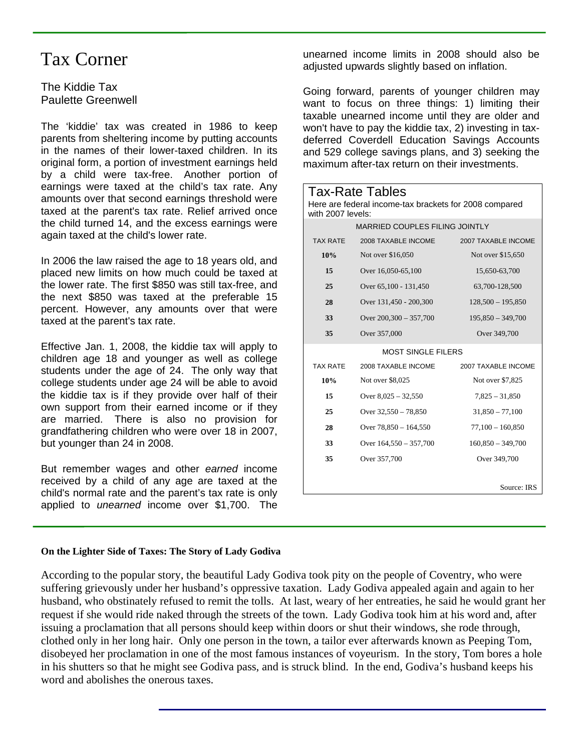# Tax Corner

## The Kiddie Tax

Paulette Greenwell

The 'kiddie' tax was created in 1986 to keep parents from sheltering income by putting accounts in the names of their lower-taxed children. In its original form, a portion of investment earnings held by a child were tax-free. Another portion of earnings were taxed at the child's tax rate. Any amounts over that second earnings threshold were taxed at the parent's tax rate. Relief arrived once the child turned 14, and the excess earnings were again taxed at the child's lower rate.

In 2006 the law raised the age to 18 years old, and placed new limits on how much could be taxed at the lower rate. The first $850 was still tax-free, and the next $850 was taxed at the preferable 15 percent. However, any amounts over that were taxed at the parent's tax rate.

Effective Jan. 1, 2008, the kiddie tax will apply to children age 18 and younger as well as college students under the age of 24. The only way that college students under age 24 will be able to avoid the kiddie tax is if they provide over half of their own support from their earned income or if they are married. There is also no provision for grandfathering children who were over 18 in 2007, but younger than 24 in 2008.

But remember wages and other *earned* income received by a child of any age are taxed at the child's normal rate and the parent's tax rate is only applied to *unearned* income over $1,700. The unearned income limits in 2008 should also be adjusted upwards slightly based on inflation.

Going forward, parents of younger children may want to focus on three things: 1) limiting their taxable unearned income until they are older and won't have to pay the kiddie tax, 2) investing in tax-deferred Coverdell Education Savings Accounts and 529 college savings plans, and 3) seeking the maximum after-tax return on their investments.

## Tax-Rate Tables

Here are federal income-tax brackets for 2008 compared with 2007 levels:

| MARRIED COUPLES FILING JOINTLY | | |
|---|---|---|
| TAX RATE | 2008 TAXABLE INCOME | 2007 TAXABLE INCOME |
| **10%** | Not over $16,050 | Not over $15,650 |
| **15** | Over 16,050-65,100 | 15,650-63,700 |
| **25** | Over 65,100 - 131,450 | 63,700-128,500 |
| **28** | Over 131,450 - 200,300 | 128,500 – 195,850 |
| **33** | Over 200,300 – 357,700 | 195,850 – 349,700 |
| **35** | Over 357,000 | Over 349,700 |

| MOST SINGLE FILERS | | |
|---|---|---|
| TAX RATE | 2008 TAXABLE INCOME | 2007 TAXABLE INCOME |
| **10%** | Not over $8,025 | Not over $7,825 |
| **15** | Over 8,025 – 32,550 | 7,825 – 31,850 |
| **25** | Over 32,550 – 78,850 | 31,850 – 77,100 |
| **28** | Over 78,850 – 164,550 | 77,100 – 160,850 |
| **33** | Over 164,550 – 357,700 | 160,850 – 349,700 |
| **35** | Over 357,700 | Over 349,700 |

Source: IRS

**On the Lighter Side of Taxes: The Story of Lady Godiva**

According to the popular story, the beautiful Lady Godiva took pity on the people of Coventry, who were suffering grievously under her husband's oppressive taxation. Lady Godiva appealed again and again to her husband, who obstinately refused to remit the tolls. At last, weary of her entreaties, he said he would grant her request if she would ride naked through the streets of the town. Lady Godiva took him at his word and, after issuing a proclamation that all persons should keep within doors or shut their windows, she rode through, clothed only in her long hair. Only one person in the town, a tailor ever afterwards known as Peeping Tom, disobeyed her proclamation in one of the most famous instances of voyeurism. In the story, Tom bores a hole in his shutters so that he might see Godiva pass, and is struck blind. In the end, Godiva's husband keeps his word and abolishes the onerous taxes.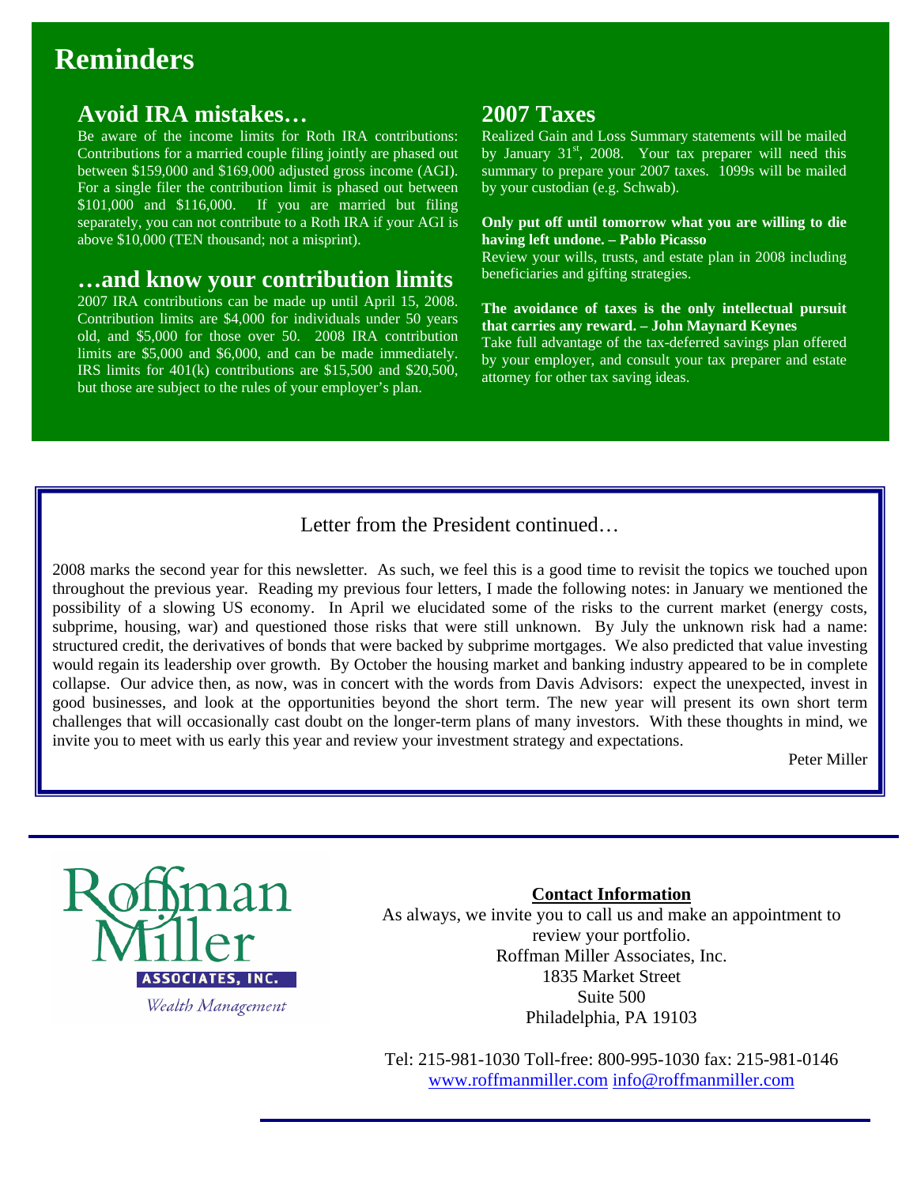# Reminders

## Avoid IRA mistakes…

Be aware of the income limits for Roth IRA contributions: Contributions for a married couple filing jointly are phased out between $159,000 and $169,000 adjusted gross income (AGI). For a single filer the contribution limit is phased out between $101,000 and $116,000. If you are married but filing separately, you can not contribute to a Roth IRA if your AGI is above $10,000 (TEN thousand; not a misprint).

## …and know your contribution limits

2007 IRA contributions can be made up until April 15, 2008. Contribution limits are $4,000 for individuals under 50 years old, and $5,000 for those over 50. 2008 IRA contribution limits are $5,000 and $6,000, and can be made immediately. IRS limits for 401(k) contributions are $15,500 and $20,500, but those are subject to the rules of your employer's plan.

## 2007 Taxes

Realized Gain and Loss Summary statements will be mailed by January 31st, 2008. Your tax preparer will need this summary to prepare your 2007 taxes. 1099s will be mailed by your custodian (e.g. Schwab).

**Only put off until tomorrow what you are willing to die having left undone. – Pablo Picasso**

Review your wills, trusts, and estate plan in 2008 including beneficiaries and gifting strategies.

**The avoidance of taxes is the only intellectual pursuit that carries any reward. – John Maynard Keynes**

Take full advantage of the tax-deferred savings plan offered by your employer, and consult your tax preparer and estate attorney for other tax saving ideas.

## Letter from the President continued…

2008 marks the second year for this newsletter. As such, we feel this is a good time to revisit the topics we touched upon throughout the previous year. Reading my previous four letters, I made the following notes: in January we mentioned the possibility of a slowing US economy. In April we elucidated some of the risks to the current market (energy costs, subprime, housing, war) and questioned those risks that were still unknown. By July the unknown risk had a name: structured credit, the derivatives of bonds that were backed by subprime mortgages. We also predicted that value investing would regain its leadership over growth. By October the housing market and banking industry appeared to be in complete collapse. Our advice then, as now, was in concert with the words from Davis Advisors: expect the unexpected, invest in good businesses, and look at the opportunities beyond the short term. The new year will present its own short term challenges that will occasionally cast doubt on the longer-term plans of many investors. With these thoughts in mind, we invite you to meet with us early this year and review your investment strategy and expectations.

Peter Miller

Roffman Miller
ASSOCIATES, INC.
*Wealth Management*

**Contact Information**

As always, we invite you to call us and make an appointment to review your portfolio.
Roffman Miller Associates, Inc.
1835 Market Street
Suite 500
Philadelphia, PA 19103

Tel: 215-981-1030 Toll-free: 800-995-1030 fax: 215-981-0146
www.roffmanmiller.com info@roffmanmiller.com